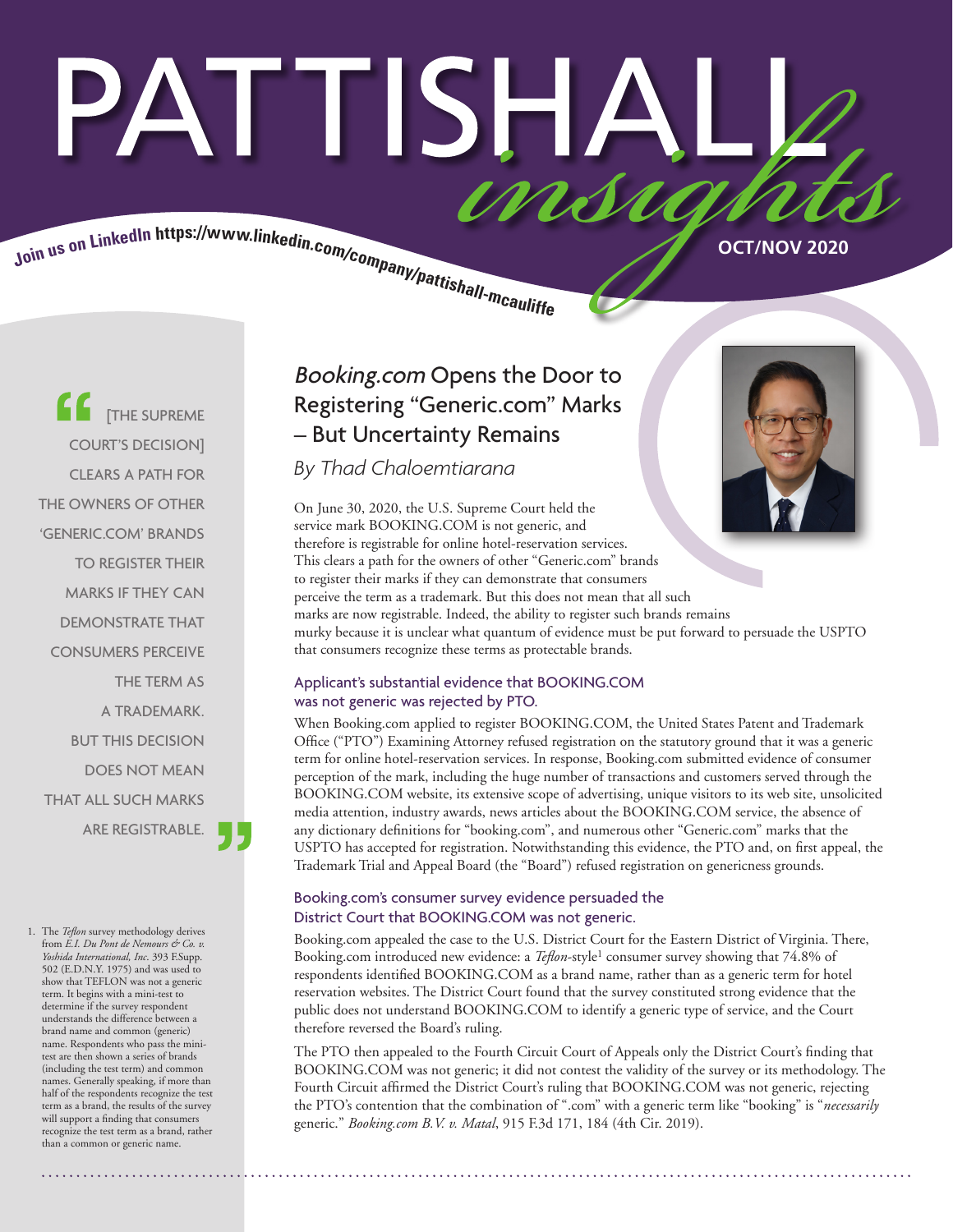# PATTISHALL *insights*

Join us on LinkedIn https://www.linkedin.com/company/pattishall-mcauliffe

OCT/NOV 2020

## *Booking.com* Opens the Door to Registering "Generic.com" Marks – But Uncertainty Remains

*By Thad Chaloemtiarana*

> "[THE SUPREME COURT'S DECISION] CLEARS A PATH FOR THE OWNERS OF OTHER 'GENERIC.COM' BRANDS TO REGISTER THEIR MARKS IF THEY CAN DEMONSTRATE THAT CONSUMERS PERCEIVE THE TERM AS A TRADEMARK. BUT THIS DECISION DOES NOT MEAN THAT ALL SUCH MARKS ARE REGISTRABLE."

On June 30, 2020, the U.S. Supreme Court held the service mark BOOKING.COM is not generic, and therefore is registrable for online hotel-reservation services. This clears a path for the owners of other "Generic.com" brands to register their marks if they can demonstrate that consumers perceive the term as a trademark. But this does not mean that all such marks are now registrable. Indeed, the ability to register such brands remains murky because it is unclear what quantum of evidence must be put forward to persuade the USPTO that consumers recognize these terms as protectable brands.

### Applicant's substantial evidence that BOOKING.COM was not generic was rejected by PTO.

When Booking.com applied to register BOOKING.COM, the United States Patent and Trademark Office ("PTO") Examining Attorney refused registration on the statutory ground that it was a generic term for online hotel-reservation services. In response, Booking.com submitted evidence of consumer perception of the mark, including the huge number of transactions and customers served through the BOOKING.COM website, its extensive scope of advertising, unique visitors to its web site, unsolicited media attention, industry awards, news articles about the BOOKING.COM service, the absence of any dictionary definitions for "booking.com", and numerous other "Generic.com" marks that the USPTO has accepted for registration. Notwithstanding this evidence, the PTO and, on first appeal, the Trademark Trial and Appeal Board (the "Board") refused registration on genericness grounds.

### Booking.com's consumer survey evidence persuaded the District Court that BOOKING.COM was not generic.

Booking.com appealed the case to the U.S. District Court for the Eastern District of Virginia. There, Booking.com introduced new evidence: a *Teflon*-style[1] consumer survey showing that 74.8% of respondents identified BOOKING.COM as a brand name, rather than as a generic term for hotel reservation websites. The District Court found that the survey constituted strong evidence that the public does not understand BOOKING.COM to identify a generic type of service, and the Court therefore reversed the Board's ruling.

The PTO then appealed to the Fourth Circuit Court of Appeals only the District Court's finding that BOOKING.COM was not generic; it did not contest the validity of the survey or its methodology. The Fourth Circuit affirmed the District Court's ruling that BOOKING.COM was not generic, rejecting the PTO's contention that the combination of ".com" with a generic term like "booking" is "*necessarily* generic." *Booking.com B.V. v. Matal*, 915 F.3d 171, 184 (4th Cir. 2019).

1. The *Teflon* survey methodology derives from *E.I. Du Pont de Nemours & Co. v. Yoshida International, Inc*. 393 F.Supp. 502 (E.D.N.Y. 1975) and was used to show that TEFLON was not a generic term. It begins with a mini-test to determine if the survey respondent understands the difference between a brand name and common (generic) name. Respondents who pass the mini-test are then shown a series of brands (including the test term) and common names. Generally speaking, if more than half of the respondents recognize the test term as a brand, the results of the survey will support a finding that consumers recognize the test term as a brand, rather than a common or generic name.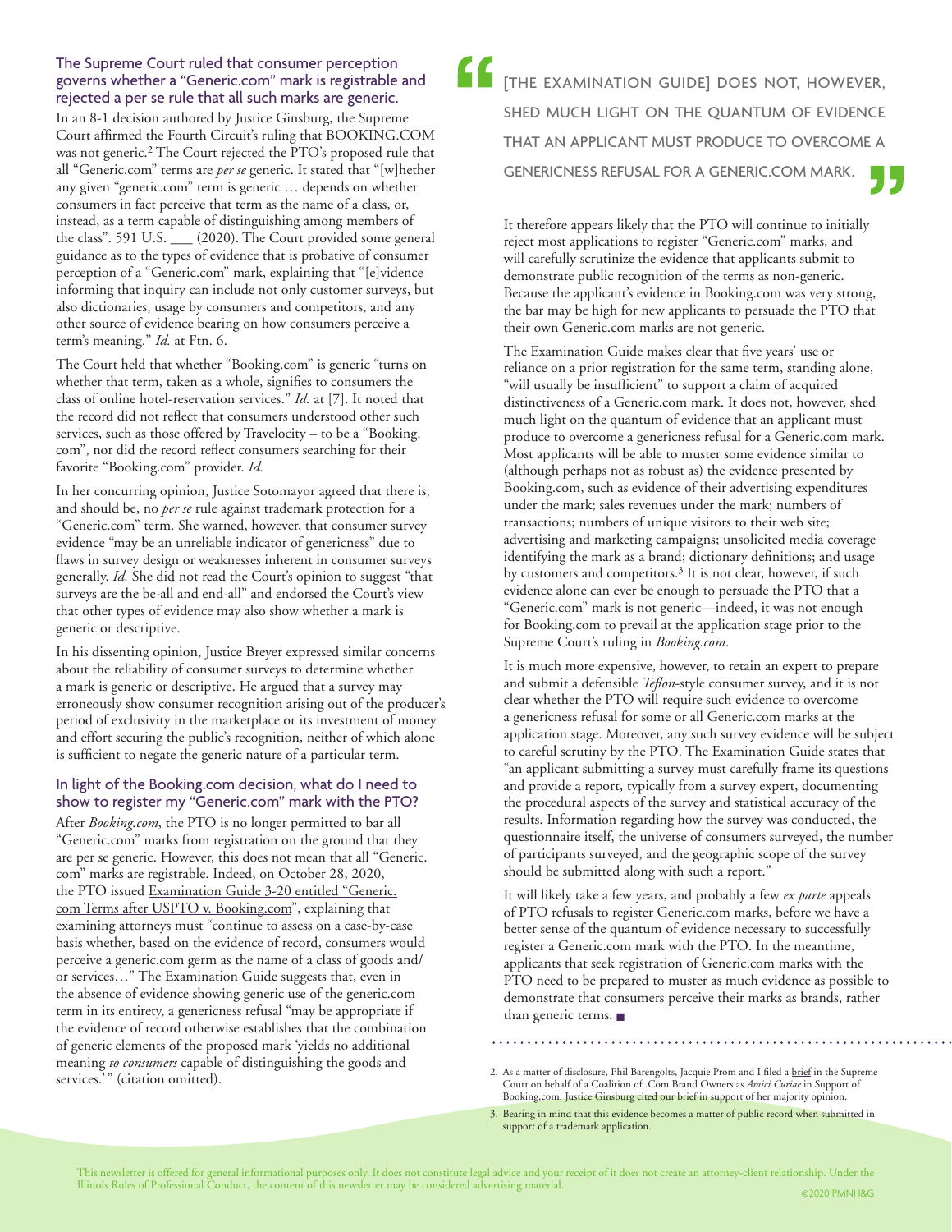### The Supreme Court ruled that consumer perception governs whether a "Generic.com" mark is registrable and rejected a per se rule that all such marks are generic.

In an 8-1 decision authored by Justice Ginsburg, the Supreme Court affirmed the Fourth Circuit's ruling that BOOKING.COM was not generic.[2] The Court rejected the PTO's proposed rule that all "Generic.com" terms are *per se* generic. It stated that "[w]hether any given "generic.com" term is generic … depends on whether consumers in fact perceive that term as the name of a class, or, instead, as a term capable of distinguishing among members of the class". 591 U.S. ___ (2020). The Court provided some general guidance as to the types of evidence that is probative of consumer perception of a "Generic.com" mark, explaining that "[e]vidence informing that inquiry can include not only customer surveys, but also dictionaries, usage by consumers and competitors, and any other source of evidence bearing on how consumers perceive a term's meaning." *Id.* at Ftn. 6.

The Court held that whether "Booking.com" is generic "turns on whether that term, taken as a whole, signifies to consumers the class of online hotel-reservation services." *Id.* at [7]. It noted that the record did not reflect that consumers understood other such services, such as those offered by Travelocity – to be a "Booking.com", nor did the record reflect consumers searching for their favorite "Booking.com" provider. *Id.*

In her concurring opinion, Justice Sotomayor agreed that there is, and should be, no *per se* rule against trademark protection for a "Generic.com" term. She warned, however, that consumer survey evidence "may be an unreliable indicator of genericness" due to flaws in survey design or weaknesses inherent in consumer surveys generally. *Id.* She did not read the Court's opinion to suggest "that surveys are the be-all and end-all" and endorsed the Court's view that other types of evidence may also show whether a mark is generic or descriptive.

In his dissenting opinion, Justice Breyer expressed similar concerns about the reliability of consumer surveys to determine whether a mark is generic or descriptive. He argued that a survey may erroneously show consumer recognition arising out of the producer's period of exclusivity in the marketplace or its investment of money and effort securing the public's recognition, neither of which alone is sufficient to negate the generic nature of a particular term.

### In light of the Booking.com decision, what do I need to show to register my "Generic.com" mark with the PTO?

After *Booking.com*, the PTO is no longer permitted to bar all "Generic.com" marks from registration on the ground that they are per se generic. However, this does not mean that all "Generic.com" marks are registrable. Indeed, on October 28, 2020, the PTO issued Examination Guide 3-20 entitled "Generic.com Terms after USPTO v. Booking.com", explaining that examining attorneys must "continue to assess on a case-by-case basis whether, based on the evidence of record, consumers would perceive a generic.com germ as the name of a class of goods and/or services…" The Examination Guide suggests that, even in the absence of evidence showing generic use of the generic.com term in its entirety, a genericness refusal "may be appropriate if the evidence of record otherwise establishes that the combination of generic elements of the proposed mark 'yields no additional meaning *to consumers* capable of distinguishing the goods and services.'" (citation omitted).

> "[THE EXAMINATION GUIDE] DOES NOT, HOWEVER, SHED MUCH LIGHT ON THE QUANTUM OF EVIDENCE THAT AN APPLICANT MUST PRODUCE TO OVERCOME A GENERICNESS REFUSAL FOR A GENERIC.COM MARK."

It therefore appears likely that the PTO will continue to initially reject most applications to register "Generic.com" marks, and will carefully scrutinize the evidence that applicants submit to demonstrate public recognition of the terms as non-generic. Because the applicant's evidence in Booking.com was very strong, the bar may be high for new applicants to persuade the PTO that their own Generic.com marks are not generic.

The Examination Guide makes clear that five years' use or reliance on a prior registration for the same term, standing alone, "will usually be insufficient" to support a claim of acquired distinctiveness of a Generic.com mark. It does not, however, shed much light on the quantum of evidence that an applicant must produce to overcome a genericness refusal for a Generic.com mark. Most applicants will be able to muster some evidence similar to (although perhaps not as robust as) the evidence presented by Booking.com, such as evidence of their advertising expenditures under the mark; sales revenues under the mark; numbers of transactions; numbers of unique visitors to their web site; advertising and marketing campaigns; unsolicited media coverage identifying the mark as a brand; dictionary definitions; and usage by customers and competitors.[3] It is not clear, however, if such evidence alone can ever be enough to persuade the PTO that a "Generic.com" mark is not generic—indeed, it was not enough for Booking.com to prevail at the application stage prior to the Supreme Court's ruling in *Booking.com*.

It is much more expensive, however, to retain an expert to prepare and submit a defensible *Teflon*-style consumer survey, and it is not clear whether the PTO will require such evidence to overcome a genericness refusal for some or all Generic.com marks at the application stage. Moreover, any such survey evidence will be subject to careful scrutiny by the PTO. The Examination Guide states that "an applicant submitting a survey must carefully frame its questions and provide a report, typically from a survey expert, documenting the procedural aspects of the survey and statistical accuracy of the results. Information regarding how the survey was conducted, the questionnaire itself, the universe of consumers surveyed, the number of participants surveyed, and the geographic scope of the survey should be submitted along with such a report."

It will likely take a few years, and probably a few *ex parte* appeals of PTO refusals to register Generic.com marks, before we have a better sense of the quantum of evidence necessary to successfully register a Generic.com mark with the PTO. In the meantime, applicants that seek registration of Generic.com marks with the PTO need to be prepared to muster as much evidence as possible to demonstrate that consumers perceive their marks as brands, rather than generic terms. ■

---

2. As a matter of disclosure, Phil Barengolts, Jacquie Prom and I filed a brief in the Supreme Court on behalf of a Coalition of .Com Brand Owners as *Amici Curiae* in Support of Booking.com. Justice Ginsburg cited our brief in support of her majority opinion.
3. Bearing in mind that this evidence becomes a matter of public record when submitted in support of a trademark application.

This newsletter is offered for general informational purposes only. It does not constitute legal advice and your receipt of it does not create an attorney-client relationship. Under the Illinois Rules of Professional Conduct, the content of this newsletter may be considered advertising material.

©2020 PMNH&G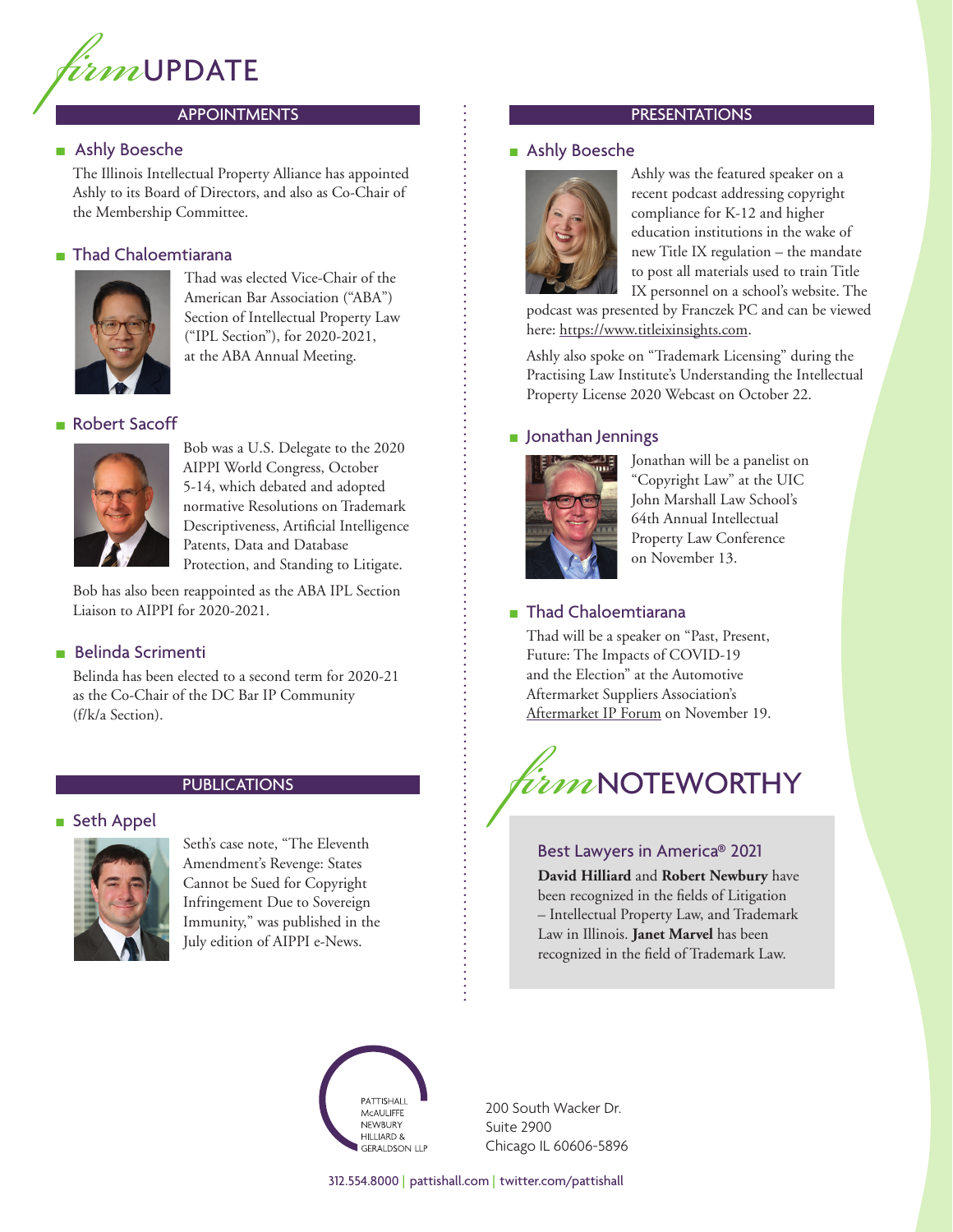# *firm* UPDATE

## APPOINTMENTS

### Ashly Boesche

The Illinois Intellectual Property Alliance has appointed Ashly to its Board of Directors, and also as Co-Chair of the Membership Committee.

### Thad Chaloemtiarana

Thad was elected Vice-Chair of the American Bar Association ("ABA") Section of Intellectual Property Law ("IPL Section"), for 2020-2021, at the ABA Annual Meeting.

### Robert Sacoff

Bob was a U.S. Delegate to the 2020 AIPPI World Congress, October 5-14, which debated and adopted normative Resolutions on Trademark Descriptiveness, Artificial Intelligence Patents, Data and Database Protection, and Standing to Litigate.

Bob has also been reappointed as the ABA IPL Section Liaison to AIPPI for 2020-2021.

### Belinda Scrimenti

Belinda has been elected to a second term for 2020-21 as the Co-Chair of the DC Bar IP Community (f/k/a Section).

## PUBLICATIONS

### Seth Appel

Seth's case note, "The Eleventh Amendment's Revenge: States Cannot be Sued for Copyright Infringement Due to Sovereign Immunity," was published in the July edition of AIPPI e-News.

## PRESENTATIONS

### Ashly Boesche

Ashly was the featured speaker on a recent podcast addressing copyright compliance for K-12 and higher education institutions in the wake of new Title IX regulation – the mandate to post all materials used to train Title IX personnel on a school's website. The podcast was presented by Franczek PC and can be viewed here: https://www.titleixinsights.com.

Ashly also spoke on "Trademark Licensing" during the Practising Law Institute's Understanding the Intellectual Property License 2020 Webcast on October 22.

### Jonathan Jennings

Jonathan will be a panelist on "Copyright Law" at the UIC John Marshall Law School's 64th Annual Intellectual Property Law Conference on November 13.

### Thad Chaloemtiarana

Thad will be a speaker on "Past, Present, Future: The Impacts of COVID-19 and the Election" at the Automotive Aftermarket Suppliers Association's Aftermarket IP Forum on November 19.

# *firm* NOTEWORTHY

### Best Lawyers in America® 2021

**David Hilliard** and **Robert Newbury** have been recognized in the fields of Litigation – Intellectual Property Law, and Trademark Law in Illinois. **Janet Marvel** has been recognized in the field of Trademark Law.

PATTISHALL McAULIFFE NEWBURY HILLIARD & GERALDSON LLP

200 South Wacker Dr.
Suite 2900
Chicago IL 60606-5896

312.554.8000 | pattishall.com | twitter.com/pattishall